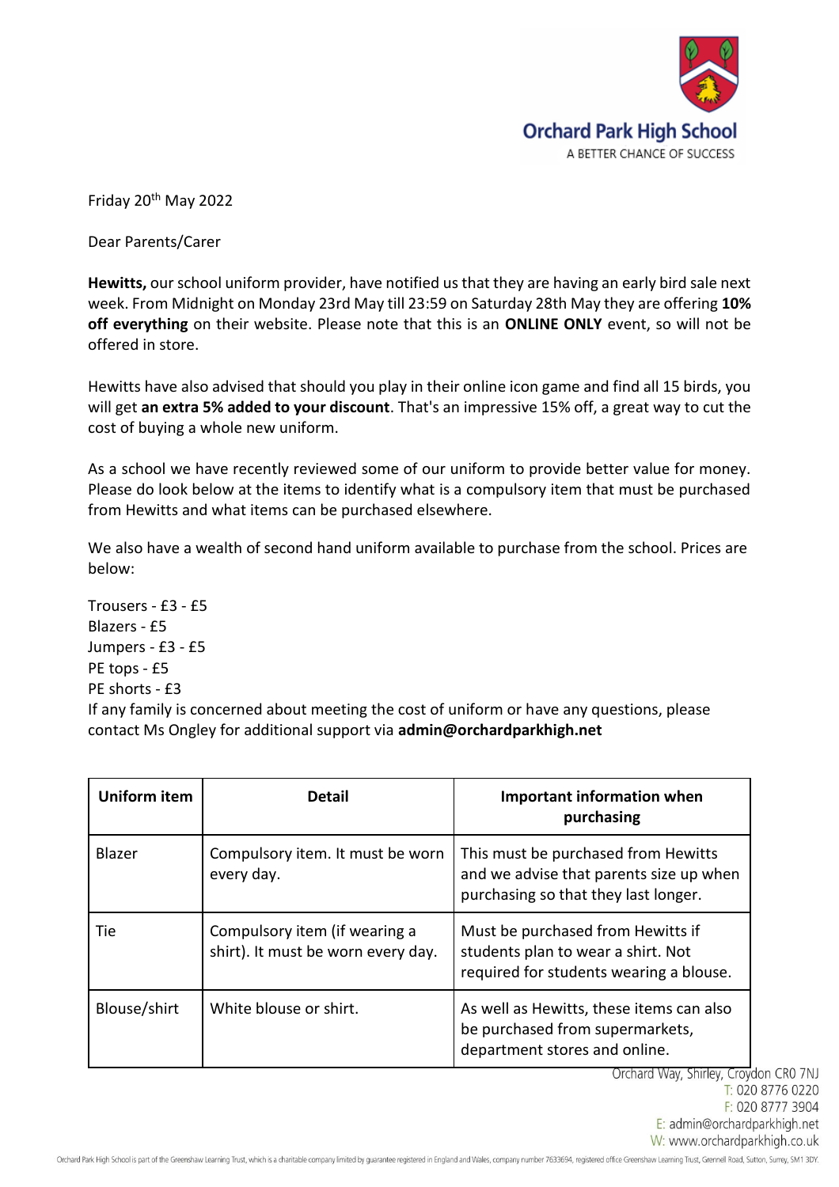Orchard Park High School
A BETTER CHANCE OF SUCCESS

Friday 20th May 2022

Dear Parents/Carer

**Hewitts,** our school uniform provider, have notified us that they are having an early bird sale next week. From Midnight on Monday 23rd May till 23:59 on Saturday 28th May they are offering **10% off everything** on their website. Please note that this is an **ONLINE ONLY** event, so will not be offered in store.

Hewitts have also advised that should you play in their online icon game and find all 15 birds, you will get **an extra 5% added to your discount**. That's an impressive 15% off, a great way to cut the cost of buying a whole new uniform.

As a school we have recently reviewed some of our uniform to provide better value for money. Please do look below at the items to identify what is a compulsory item that must be purchased from Hewitts and what items can be purchased elsewhere.

We also have a wealth of second hand uniform available to purchase from the school. Prices are below:

Trousers - £3 - £5
Blazers - £5
Jumpers - £3 - £5
PE tops - £5
PE shorts - £3
If any family is concerned about meeting the cost of uniform or have any questions, please contact Ms Ongley for additional support via **admin@orchardparkhigh.net**

| Uniform item | Detail | Important information when purchasing |
| --- | --- | --- |
| Blazer | Compulsory item. It must be worn every day. | This must be purchased from Hewitts and we advise that parents size up when purchasing so that they last longer. |
| Tie | Compulsory item (if wearing a shirt). It must be worn every day. | Must be purchased from Hewitts if students plan to wear a shirt. Not required for students wearing a blouse. |
| Blouse/shirt | White blouse or shirt. | As well as Hewitts, these items can also be purchased from supermarkets, department stores and online. |

Orchard Way, Shirley, Croydon CR0 7NJ
T: 020 8776 0220
F: 020 8777 3904
E: admin@orchardparkhigh.net
W: www.orchardparkhigh.co.uk

Orchard Park High School is part of the Greenshaw Learning Trust, which is a charitable company limited by guarantee registered in England and Wales, company number 7633694, registered office Greenshaw Learning Trust, Grennell Road, Sutton, Surrey, SM1 3DY.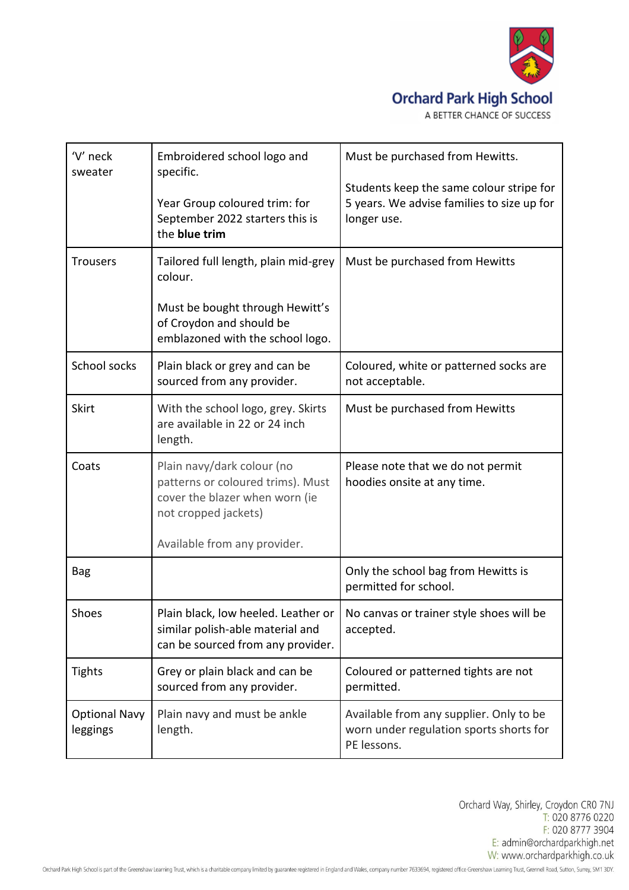| 'V' neck sweater | Embroidered school logo and specific.<br><br>Year Group coloured trim: for September 2022 starters this is the **blue trim** | Must be purchased from Hewitts.<br><br>Students keep the same colour stripe for 5 years. We advise families to size up for longer use. |
|---|---|---|
| Trousers | Tailored full length, plain mid-grey colour.<br><br>Must be bought through Hewitt's of Croydon and should be emblazoned with the school logo. | Must be purchased from Hewitts |
| School socks | Plain black or grey and can be sourced from any provider. | Coloured, white or patterned socks are not acceptable. |
| Skirt | With the school logo, grey. Skirts are available in 22 or 24 inch length. | Must be purchased from Hewitts |
| Coats | Plain navy/dark colour (no patterns or coloured trims). Must cover the blazer when worn (ie not cropped jackets)<br><br>Available from any provider. | Please note that we do not permit hoodies onsite at any time. |
| Bag | | Only the school bag from Hewitts is permitted for school. |
| Shoes | Plain black, low heeled. Leather or similar polish-able material and can be sourced from any provider. | No canvas or trainer style shoes will be accepted. |
| Tights | Grey or plain black and can be sourced from any provider. | Coloured or patterned tights are not permitted. |
| Optional Navy leggings | Plain navy and must be ankle length. | Available from any supplier. Only to be worn under regulation sports shorts for PE lessons. |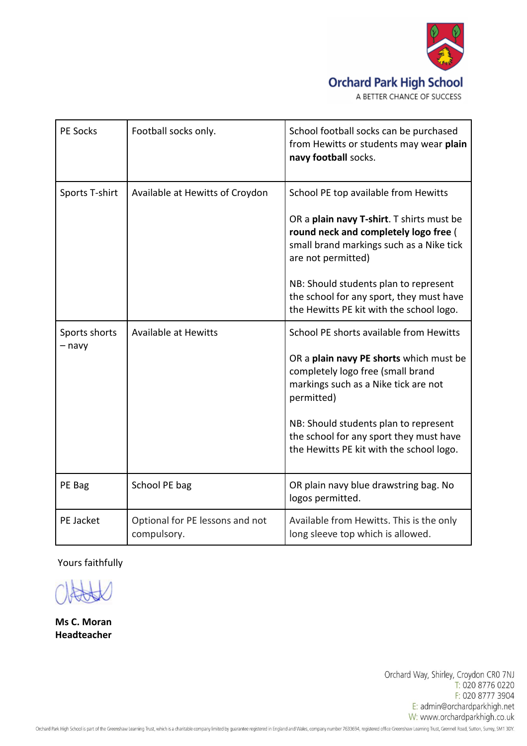| | | |
|---|---|---|
| PE Socks | Football socks only. | School football socks can be purchased from Hewitts or students may wear **plain navy football** socks. |
| Sports T-shirt | Available at Hewitts of Croydon | School PE top available from Hewitts<br><br>OR a **plain navy T-shirt**. T shirts must be **round neck and completely logo free** ( small brand markings such as a Nike tick are not permitted)<br><br>NB: Should students plan to represent the school for any sport, they must have the Hewitts PE kit with the school logo. |
| Sports shorts – navy | Available at Hewitts | School PE shorts available from Hewitts<br><br>OR a **plain navy PE shorts** which must be completely logo free (small brand markings such as a Nike tick are not permitted)<br><br>NB: Should students plan to represent the school for any sport they must have the Hewitts PE kit with the school logo. |
| PE Bag | School PE bag | OR plain navy blue drawstring bag. No logos permitted. |
| PE Jacket | Optional for PE lessons and not compulsory. | Available from Hewitts. This is the only long sleeve top which is allowed. |

Yours faithfully

**Ms C. Moran**
**Headteacher**

Orchard Way, Shirley, Croydon CR0 7NJ
T: 020 8776 0220
F: 020 8777 3904
E: admin@orchardparkhigh.net
W: www.orchardparkhigh.co.uk

Orchard Park High School is part of the Greenshaw Learning Trust, which is a charitable company limited by guarantee registered in England and Wales, company number 7633694, registered office Greenshaw Learning Trust, Grennell Road, Sutton, Surrey, SM1 3DY.